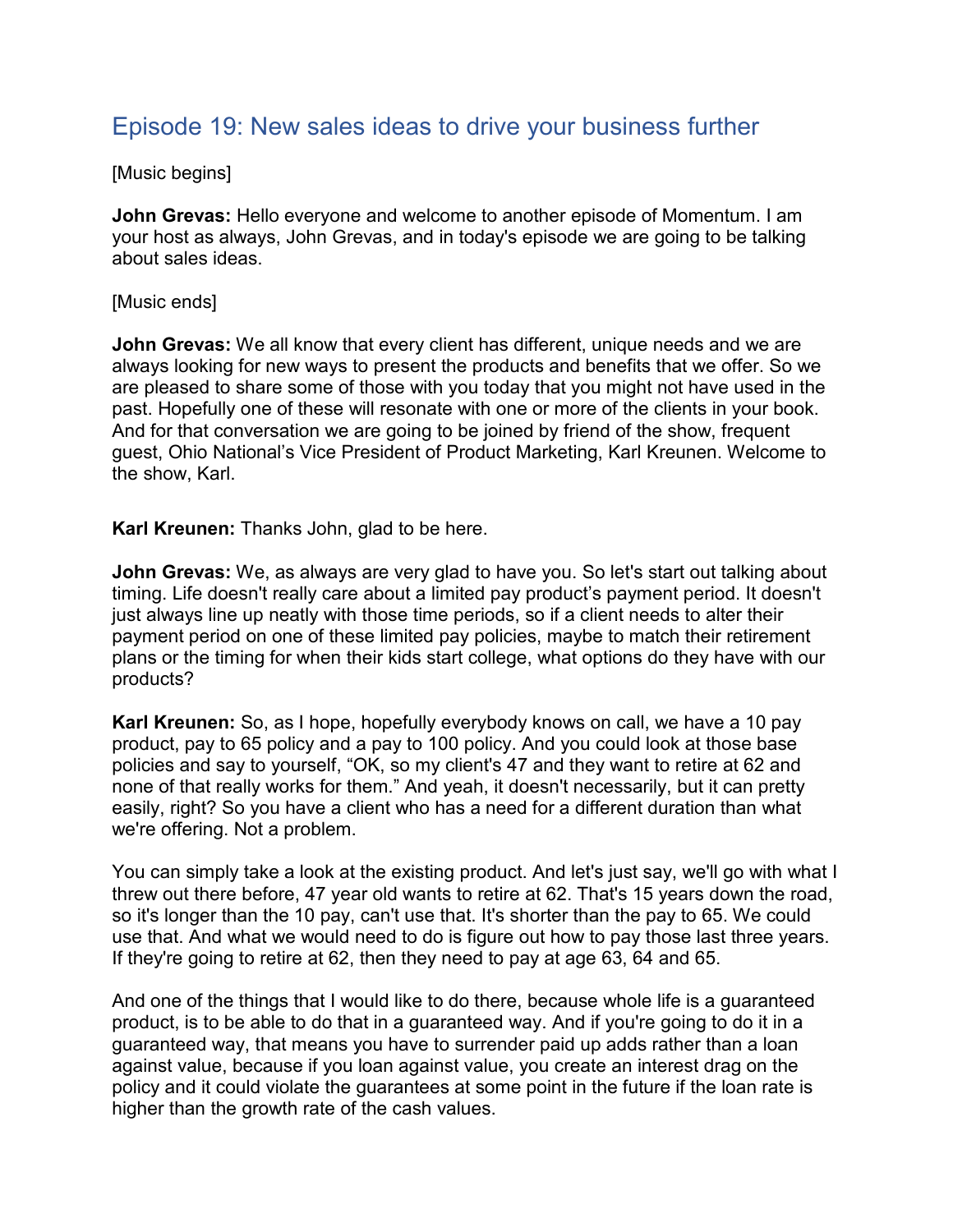# Episode 19: New sales ideas to drive your business further

[Music begins]

**John Grevas:** Hello everyone and welcome to another episode of Momentum. I am your host as always, John Grevas, and in today's episode we are going to be talking about sales ideas.

[Music ends]

**John Grevas:** We all know that every client has different, unique needs and we are always looking for new ways to present the products and benefits that we offer. So we are pleased to share some of those with you today that you might not have used in the past. Hopefully one of these will resonate with one or more of the clients in your book. And for that conversation we are going to be joined by friend of the show, frequent guest, Ohio National's Vice President of Product Marketing, Karl Kreunen. Welcome to the show, Karl.

**Karl Kreunen:** Thanks John, glad to be here.

**John Grevas:** We, as always are very glad to have you. So let's start out talking about timing. Life doesn't really care about a limited pay product's payment period. It doesn't just always line up neatly with those time periods, so if a client needs to alter their payment period on one of these limited pay policies, maybe to match their retirement plans or the timing for when their kids start college, what options do they have with our products?

**Karl Kreunen:** So, as I hope, hopefully everybody knows on call, we have a 10 pay product, pay to 65 policy and a pay to 100 policy. And you could look at those base policies and say to yourself, "OK, so my client's 47 and they want to retire at 62 and none of that really works for them." And yeah, it doesn't necessarily, but it can pretty easily, right? So you have a client who has a need for a different duration than what we're offering. Not a problem.

You can simply take a look at the existing product. And let's just say, we'll go with what I threw out there before, 47 year old wants to retire at 62. That's 15 years down the road, so it's longer than the 10 pay, can't use that. It's shorter than the pay to 65. We could use that. And what we would need to do is figure out how to pay those last three years. If they're going to retire at 62, then they need to pay at age 63, 64 and 65.

And one of the things that I would like to do there, because whole life is a guaranteed product, is to be able to do that in a guaranteed way. And if you're going to do it in a guaranteed way, that means you have to surrender paid up adds rather than a loan against value, because if you loan against value, you create an interest drag on the policy and it could violate the guarantees at some point in the future if the loan rate is higher than the growth rate of the cash values.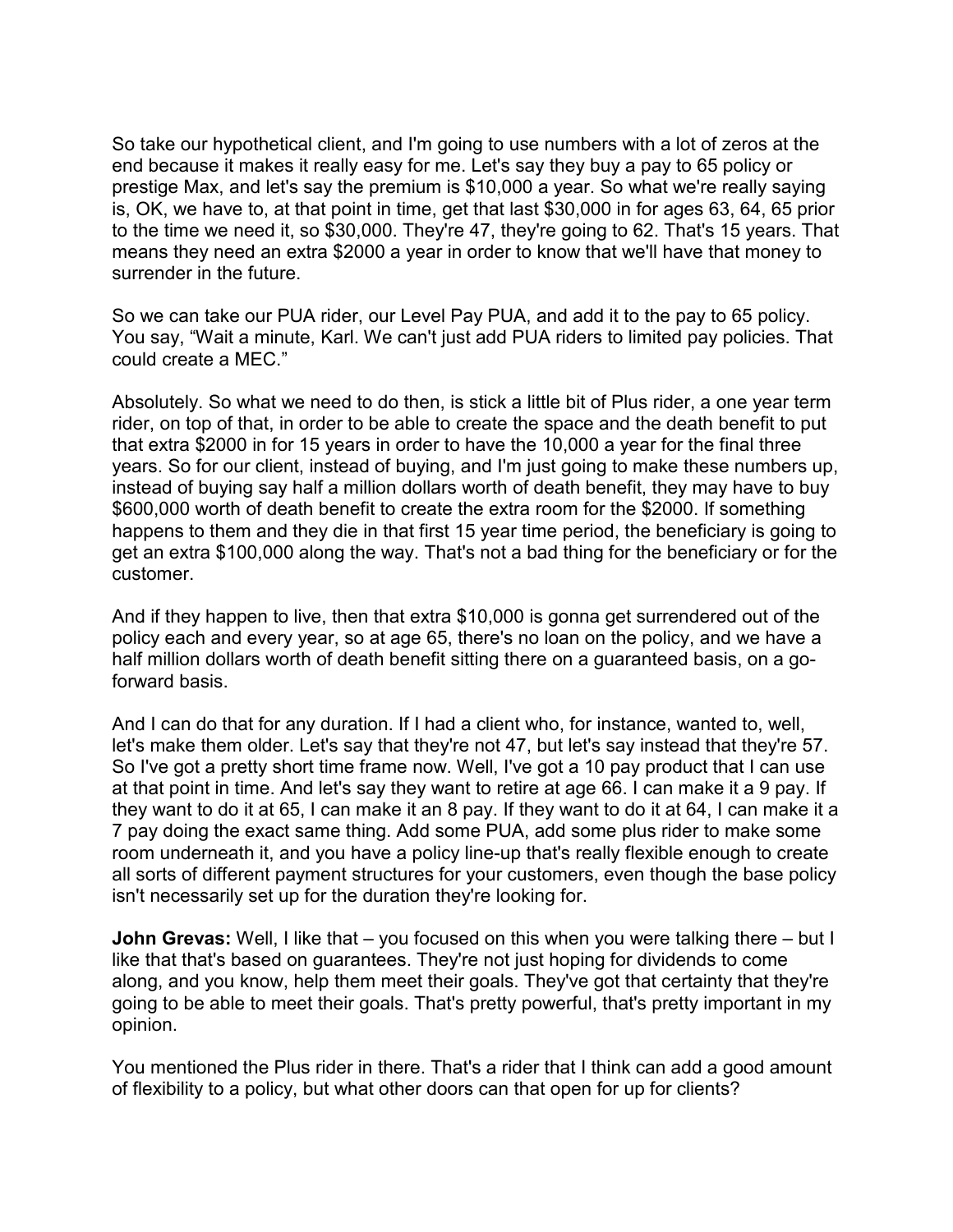So take our hypothetical client, and I'm going to use numbers with a lot of zeros at the end because it makes it really easy for me. Let's say they buy a pay to 65 policy or prestige Max, and let's say the premium is $10,000 a year. So what we're really saying is, OK, we have to, at that point in time, get that last $30,000 in for ages 63, 64, 65 prior to the time we need it, so $30,000. They're 47, they're going to 62. That's 15 years. That means they need an extra $2000 a year in order to know that we'll have that money to surrender in the future.

So we can take our PUA rider, our Level Pay PUA, and add it to the pay to 65 policy. You say, "Wait a minute, Karl. We can't just add PUA riders to limited pay policies. That could create a MEC."

Absolutely. So what we need to do then, is stick a little bit of Plus rider, a one year term rider, on top of that, in order to be able to create the space and the death benefit to put that extra $2000 in for 15 years in order to have the 10,000 a year for the final three years. So for our client, instead of buying, and I'm just going to make these numbers up, instead of buying say half a million dollars worth of death benefit, they may have to buy $600,000 worth of death benefit to create the extra room for the $2000. If something happens to them and they die in that first 15 year time period, the beneficiary is going to get an extra $100,000 along the way. That's not a bad thing for the beneficiary or for the customer.

And if they happen to live, then that extra $10,000 is gonna get surrendered out of the policy each and every year, so at age 65, there's no loan on the policy, and we have a half million dollars worth of death benefit sitting there on a guaranteed basis, on a go-forward basis.

And I can do that for any duration. If I had a client who, for instance, wanted to, well, let's make them older. Let's say that they're not 47, but let's say instead that they're 57. So I've got a pretty short time frame now. Well, I've got a 10 pay product that I can use at that point in time. And let's say they want to retire at age 66. I can make it a 9 pay. If they want to do it at 65, I can make it an 8 pay. If they want to do it at 64, I can make it a 7 pay doing the exact same thing. Add some PUA, add some plus rider to make some room underneath it, and you have a policy line-up that's really flexible enough to create all sorts of different payment structures for your customers, even though the base policy isn't necessarily set up for the duration they're looking for.

**John Grevas:** Well, I like that – you focused on this when you were talking there – but I like that that's based on guarantees. They're not just hoping for dividends to come along, and you know, help them meet their goals. They've got that certainty that they're going to be able to meet their goals. That's pretty powerful, that's pretty important in my opinion.

You mentioned the Plus rider in there. That's a rider that I think can add a good amount of flexibility to a policy, but what other doors can that open for up for clients?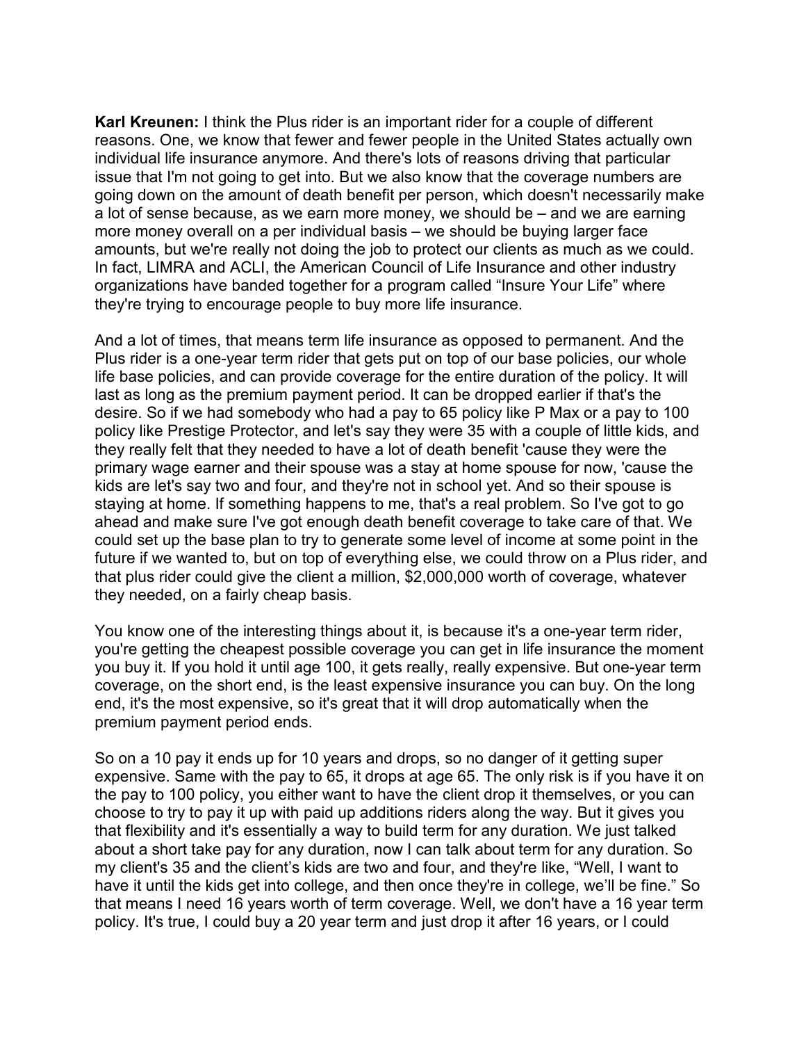**Karl Kreunen:** I think the Plus rider is an important rider for a couple of different reasons. One, we know that fewer and fewer people in the United States actually own individual life insurance anymore. And there's lots of reasons driving that particular issue that I'm not going to get into. But we also know that the coverage numbers are going down on the amount of death benefit per person, which doesn't necessarily make a lot of sense because, as we earn more money, we should be – and we are earning more money overall on a per individual basis – we should be buying larger face amounts, but we're really not doing the job to protect our clients as much as we could. In fact, LIMRA and ACLI, the American Council of Life Insurance and other industry organizations have banded together for a program called "Insure Your Life" where they're trying to encourage people to buy more life insurance.

And a lot of times, that means term life insurance as opposed to permanent. And the Plus rider is a one-year term rider that gets put on top of our base policies, our whole life base policies, and can provide coverage for the entire duration of the policy. It will last as long as the premium payment period. It can be dropped earlier if that's the desire. So if we had somebody who had a pay to 65 policy like P Max or a pay to 100 policy like Prestige Protector, and let's say they were 35 with a couple of little kids, and they really felt that they needed to have a lot of death benefit 'cause they were the primary wage earner and their spouse was a stay at home spouse for now, 'cause the kids are let's say two and four, and they're not in school yet. And so their spouse is staying at home. If something happens to me, that's a real problem. So I've got to go ahead and make sure I've got enough death benefit coverage to take care of that. We could set up the base plan to try to generate some level of income at some point in the future if we wanted to, but on top of everything else, we could throw on a Plus rider, and that plus rider could give the client a million, $2,000,000 worth of coverage, whatever they needed, on a fairly cheap basis.

You know one of the interesting things about it, is because it's a one-year term rider, you're getting the cheapest possible coverage you can get in life insurance the moment you buy it. If you hold it until age 100, it gets really, really expensive. But one-year term coverage, on the short end, is the least expensive insurance you can buy. On the long end, it's the most expensive, so it's great that it will drop automatically when the premium payment period ends.

So on a 10 pay it ends up for 10 years and drops, so no danger of it getting super expensive. Same with the pay to 65, it drops at age 65. The only risk is if you have it on the pay to 100 policy, you either want to have the client drop it themselves, or you can choose to try to pay it up with paid up additions riders along the way. But it gives you that flexibility and it's essentially a way to build term for any duration. We just talked about a short take pay for any duration, now I can talk about term for any duration. So my client's 35 and the client's kids are two and four, and they're like, "Well, I want to have it until the kids get into college, and then once they're in college, we'll be fine." So that means I need 16 years worth of term coverage. Well, we don't have a 16 year term policy. It's true, I could buy a 20 year term and just drop it after 16 years, or I could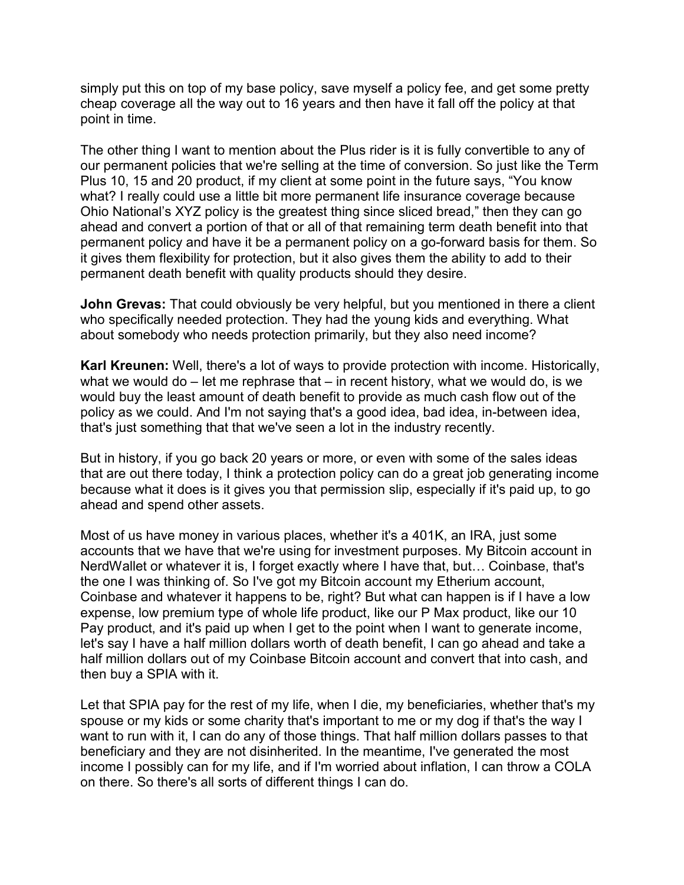simply put this on top of my base policy, save myself a policy fee, and get some pretty cheap coverage all the way out to 16 years and then have it fall off the policy at that point in time.

The other thing I want to mention about the Plus rider is it is fully convertible to any of our permanent policies that we're selling at the time of conversion. So just like the Term Plus 10, 15 and 20 product, if my client at some point in the future says, "You know what? I really could use a little bit more permanent life insurance coverage because Ohio National's XYZ policy is the greatest thing since sliced bread," then they can go ahead and convert a portion of that or all of that remaining term death benefit into that permanent policy and have it be a permanent policy on a go-forward basis for them. So it gives them flexibility for protection, but it also gives them the ability to add to their permanent death benefit with quality products should they desire.

**John Grevas:** That could obviously be very helpful, but you mentioned in there a client who specifically needed protection. They had the young kids and everything. What about somebody who needs protection primarily, but they also need income?

**Karl Kreunen:** Well, there's a lot of ways to provide protection with income. Historically, what we would do – let me rephrase that – in recent history, what we would do, is we would buy the least amount of death benefit to provide as much cash flow out of the policy as we could. And I'm not saying that's a good idea, bad idea, in-between idea, that's just something that that we've seen a lot in the industry recently.

But in history, if you go back 20 years or more, or even with some of the sales ideas that are out there today, I think a protection policy can do a great job generating income because what it does is it gives you that permission slip, especially if it's paid up, to go ahead and spend other assets.

Most of us have money in various places, whether it's a 401K, an IRA, just some accounts that we have that we're using for investment purposes. My Bitcoin account in NerdWallet or whatever it is, I forget exactly where I have that, but… Coinbase, that's the one I was thinking of. So I've got my Bitcoin account my Etherium account, Coinbase and whatever it happens to be, right? But what can happen is if I have a low expense, low premium type of whole life product, like our P Max product, like our 10 Pay product, and it's paid up when I get to the point when I want to generate income, let's say I have a half million dollars worth of death benefit, I can go ahead and take a half million dollars out of my Coinbase Bitcoin account and convert that into cash, and then buy a SPIA with it.

Let that SPIA pay for the rest of my life, when I die, my beneficiaries, whether that's my spouse or my kids or some charity that's important to me or my dog if that's the way I want to run with it, I can do any of those things. That half million dollars passes to that beneficiary and they are not disinherited. In the meantime, I've generated the most income I possibly can for my life, and if I'm worried about inflation, I can throw a COLA on there. So there's all sorts of different things I can do.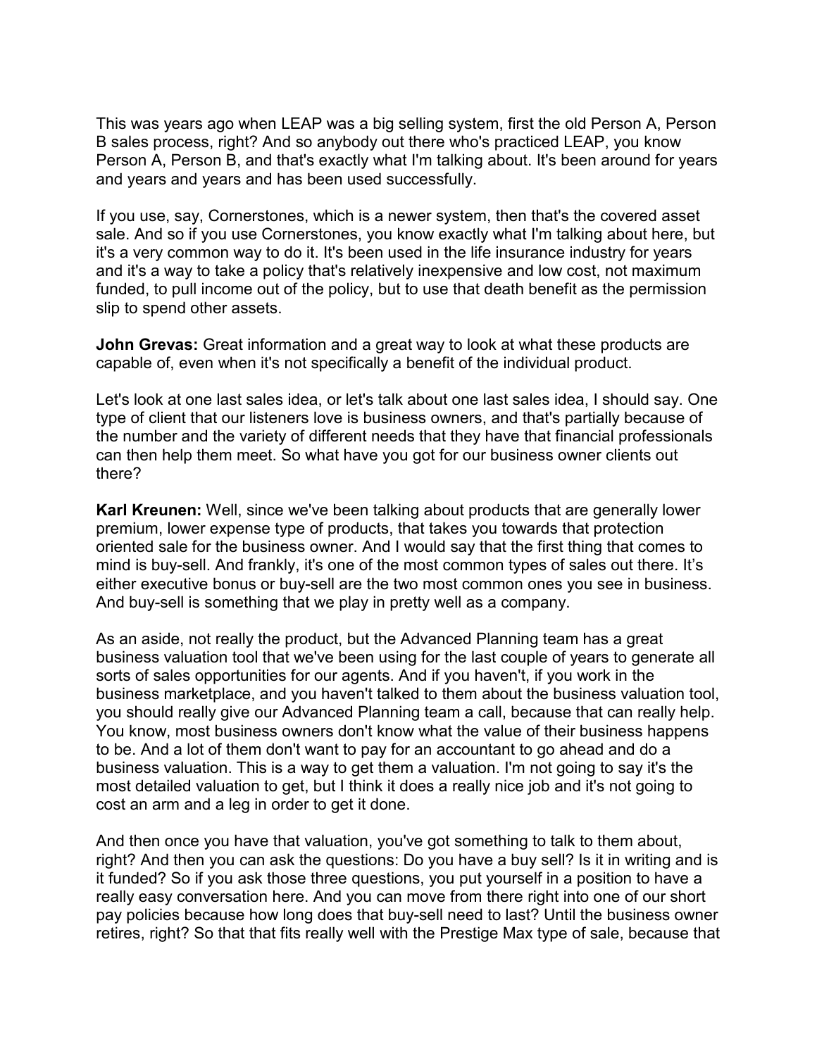This was years ago when LEAP was a big selling system, first the old Person A, Person B sales process, right? And so anybody out there who's practiced LEAP, you know Person A, Person B, and that's exactly what I'm talking about. It's been around for years and years and years and has been used successfully.

If you use, say, Cornerstones, which is a newer system, then that's the covered asset sale. And so if you use Cornerstones, you know exactly what I'm talking about here, but it's a very common way to do it. It's been used in the life insurance industry for years and it's a way to take a policy that's relatively inexpensive and low cost, not maximum funded, to pull income out of the policy, but to use that death benefit as the permission slip to spend other assets.

**John Grevas:** Great information and a great way to look at what these products are capable of, even when it's not specifically a benefit of the individual product.

Let's look at one last sales idea, or let's talk about one last sales idea, I should say. One type of client that our listeners love is business owners, and that's partially because of the number and the variety of different needs that they have that financial professionals can then help them meet. So what have you got for our business owner clients out there?

**Karl Kreunen:** Well, since we've been talking about products that are generally lower premium, lower expense type of products, that takes you towards that protection oriented sale for the business owner. And I would say that the first thing that comes to mind is buy-sell. And frankly, it's one of the most common types of sales out there. It's either executive bonus or buy-sell are the two most common ones you see in business. And buy-sell is something that we play in pretty well as a company.

As an aside, not really the product, but the Advanced Planning team has a great business valuation tool that we've been using for the last couple of years to generate all sorts of sales opportunities for our agents. And if you haven't, if you work in the business marketplace, and you haven't talked to them about the business valuation tool, you should really give our Advanced Planning team a call, because that can really help. You know, most business owners don't know what the value of their business happens to be. And a lot of them don't want to pay for an accountant to go ahead and do a business valuation. This is a way to get them a valuation. I'm not going to say it's the most detailed valuation to get, but I think it does a really nice job and it's not going to cost an arm and a leg in order to get it done.

And then once you have that valuation, you've got something to talk to them about, right? And then you can ask the questions: Do you have a buy sell? Is it in writing and is it funded? So if you ask those three questions, you put yourself in a position to have a really easy conversation here. And you can move from there right into one of our short pay policies because how long does that buy-sell need to last? Until the business owner retires, right? So that that fits really well with the Prestige Max type of sale, because that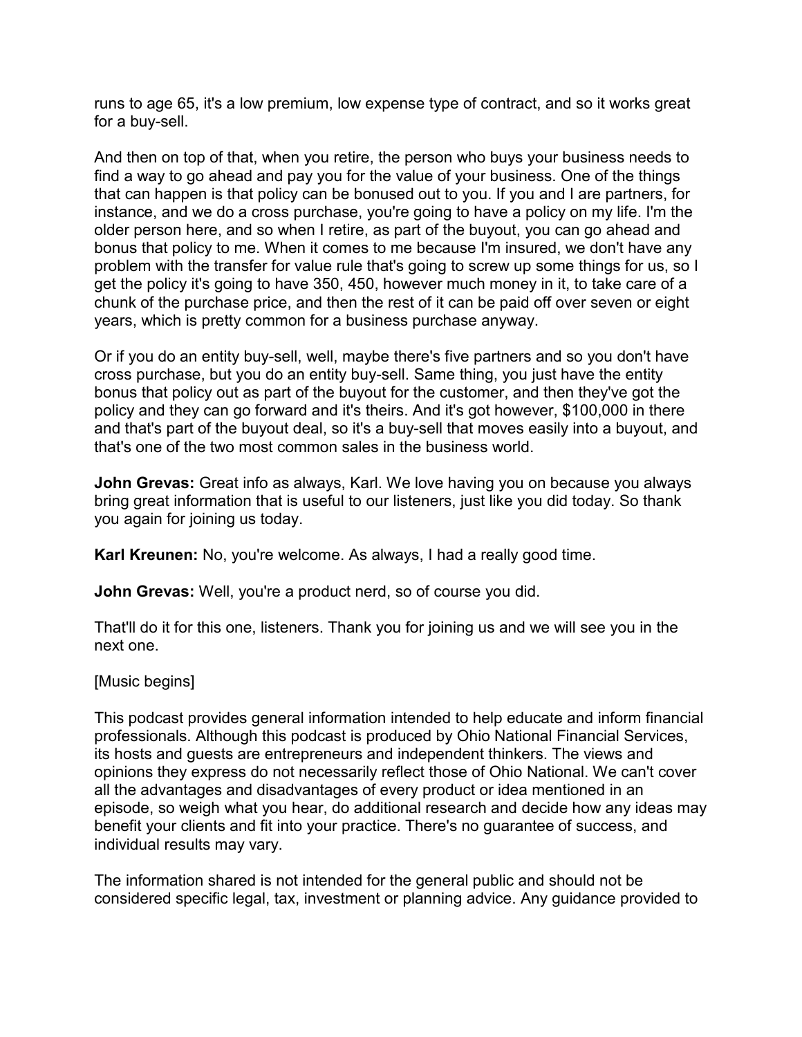runs to age 65, it's a low premium, low expense type of contract, and so it works great for a buy-sell.

And then on top of that, when you retire, the person who buys your business needs to find a way to go ahead and pay you for the value of your business. One of the things that can happen is that policy can be bonused out to you. If you and I are partners, for instance, and we do a cross purchase, you're going to have a policy on my life. I'm the older person here, and so when I retire, as part of the buyout, you can go ahead and bonus that policy to me. When it comes to me because I'm insured, we don't have any problem with the transfer for value rule that's going to screw up some things for us, so I get the policy it's going to have 350, 450, however much money in it, to take care of a chunk of the purchase price, and then the rest of it can be paid off over seven or eight years, which is pretty common for a business purchase anyway.

Or if you do an entity buy-sell, well, maybe there's five partners and so you don't have cross purchase, but you do an entity buy-sell. Same thing, you just have the entity bonus that policy out as part of the buyout for the customer, and then they've got the policy and they can go forward and it's theirs. And it's got however, $100,000 in there and that's part of the buyout deal, so it's a buy-sell that moves easily into a buyout, and that's one of the two most common sales in the business world.

**John Grevas:** Great info as always, Karl. We love having you on because you always bring great information that is useful to our listeners, just like you did today. So thank you again for joining us today.

**Karl Kreunen:** No, you're welcome. As always, I had a really good time.

**John Grevas:** Well, you're a product nerd, so of course you did.

That'll do it for this one, listeners. Thank you for joining us and we will see you in the next one.

[Music begins]

This podcast provides general information intended to help educate and inform financial professionals. Although this podcast is produced by Ohio National Financial Services, its hosts and guests are entrepreneurs and independent thinkers. The views and opinions they express do not necessarily reflect those of Ohio National. We can't cover all the advantages and disadvantages of every product or idea mentioned in an episode, so weigh what you hear, do additional research and decide how any ideas may benefit your clients and fit into your practice. There's no guarantee of success, and individual results may vary.

The information shared is not intended for the general public and should not be considered specific legal, tax, investment or planning advice. Any guidance provided to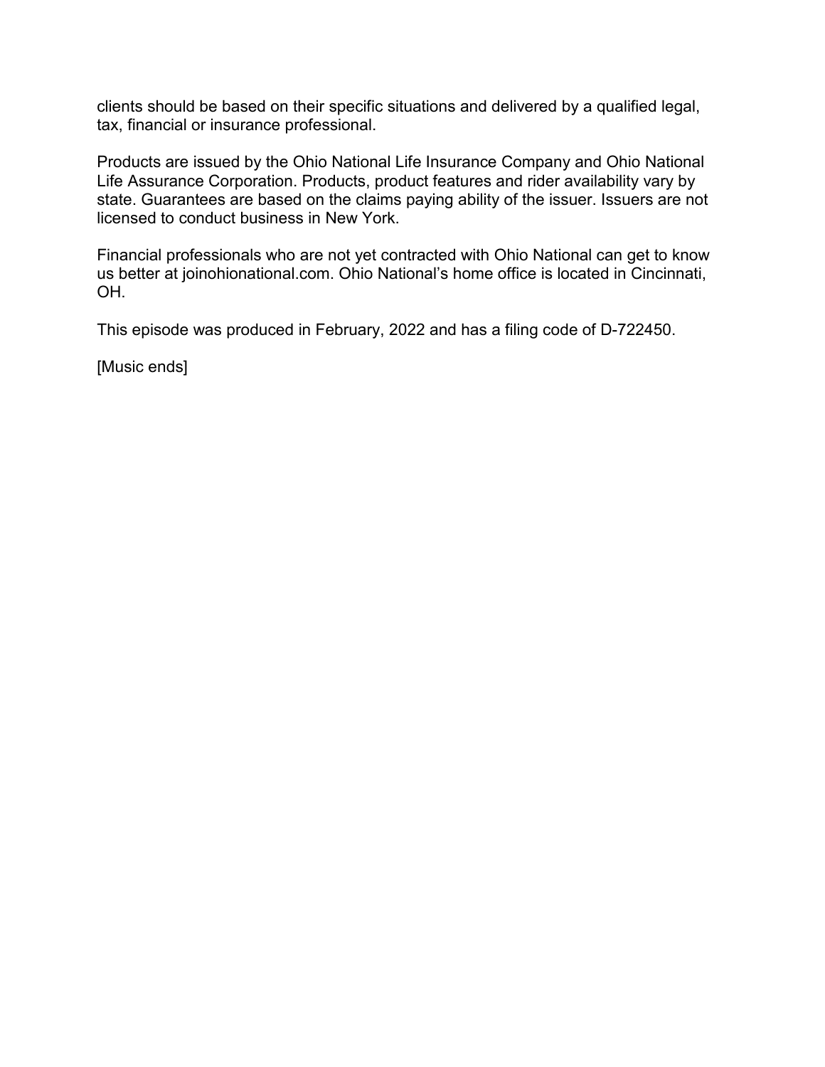clients should be based on their specific situations and delivered by a qualified legal, tax, financial or insurance professional.

Products are issued by the Ohio National Life Insurance Company and Ohio National Life Assurance Corporation. Products, product features and rider availability vary by state. Guarantees are based on the claims paying ability of the issuer. Issuers are not licensed to conduct business in New York.

Financial professionals who are not yet contracted with Ohio National can get to know us better at joinohionational.com. Ohio National's home office is located in Cincinnati, OH.

This episode was produced in February, 2022 and has a filing code of D-722450.

[Music ends]